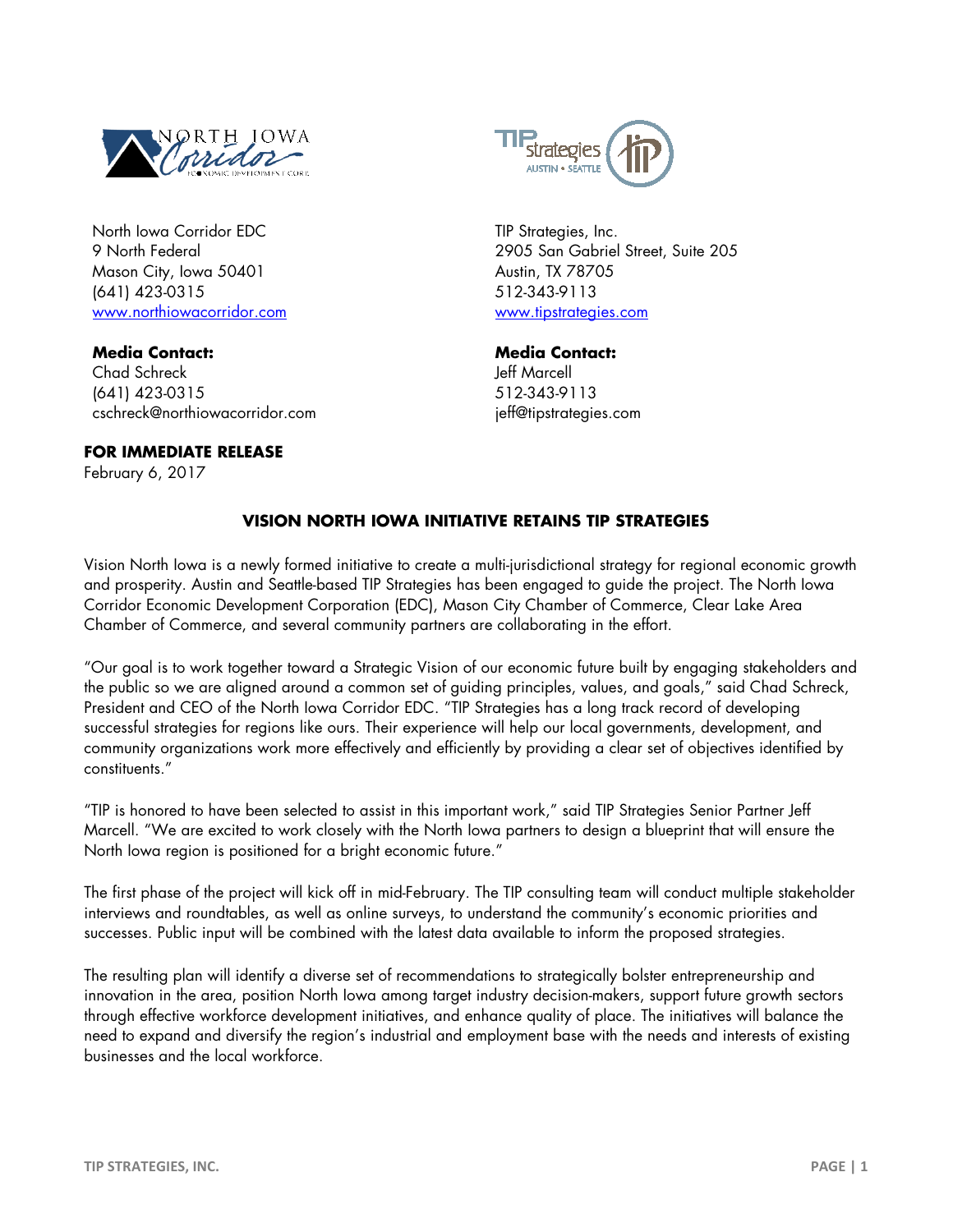North Iowa Corridor EDC
9 North Federal
Mason City, Iowa 50401
(641) 423-0315
www.northiowacorridor.com

**Media Contact:**
Chad Schreck
(641) 423-0315
cschreck@northiowacorridor.com

TIP Strategies, Inc.
2905 San Gabriel Street, Suite 205
Austin, TX 78705
512-343-9113
www.tipstrategies.com

**Media Contact:**
Jeff Marcell
512-343-9113
jeff@tipstrategies.com

**FOR IMMEDIATE RELEASE**
February 6, 2017

## VISION NORTH IOWA INITIATIVE RETAINS TIP STRATEGIES

Vision North Iowa is a newly formed initiative to create a multi-jurisdictional strategy for regional economic growth and prosperity. Austin and Seattle-based TIP Strategies has been engaged to guide the project. The North Iowa Corridor Economic Development Corporation (EDC), Mason City Chamber of Commerce, Clear Lake Area Chamber of Commerce, and several community partners are collaborating in the effort.

"Our goal is to work together toward a Strategic Vision of our economic future built by engaging stakeholders and the public so we are aligned around a common set of guiding principles, values, and goals," said Chad Schreck, President and CEO of the North Iowa Corridor EDC. "TIP Strategies has a long track record of developing successful strategies for regions like ours. Their experience will help our local governments, development, and community organizations work more effectively and efficiently by providing a clear set of objectives identified by constituents."

"TIP is honored to have been selected to assist in this important work," said TIP Strategies Senior Partner Jeff Marcell. "We are excited to work closely with the North Iowa partners to design a blueprint that will ensure the North Iowa region is positioned for a bright economic future."

The first phase of the project will kick off in mid-February. The TIP consulting team will conduct multiple stakeholder interviews and roundtables, as well as online surveys, to understand the community's economic priorities and successes. Public input will be combined with the latest data available to inform the proposed strategies.

The resulting plan will identify a diverse set of recommendations to strategically bolster entrepreneurship and innovation in the area, position North Iowa among target industry decision-makers, support future growth sectors through effective workforce development initiatives, and enhance quality of place. The initiatives will balance the need to expand and diversify the region's industrial and employment base with the needs and interests of existing businesses and the local workforce.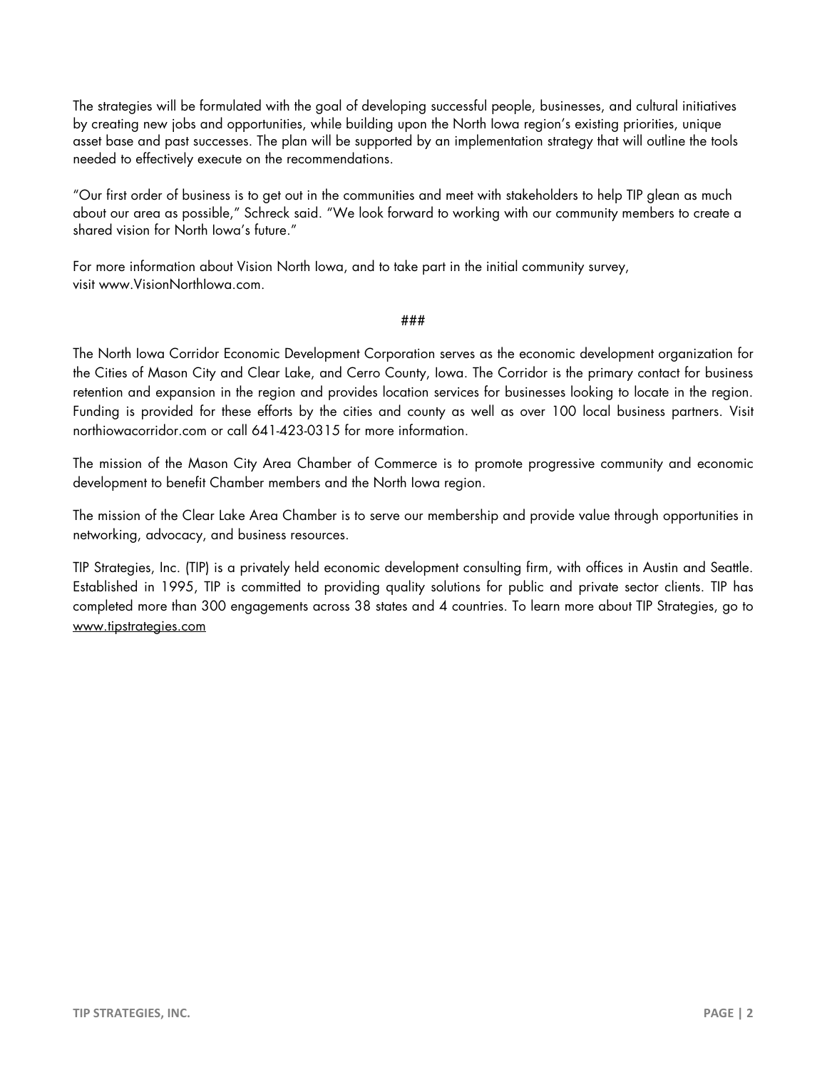The strategies will be formulated with the goal of developing successful people, businesses, and cultural initiatives by creating new jobs and opportunities, while building upon the North Iowa region's existing priorities, unique asset base and past successes. The plan will be supported by an implementation strategy that will outline the tools needed to effectively execute on the recommendations.

"Our first order of business is to get out in the communities and meet with stakeholders to help TIP glean as much about our area as possible," Schreck said. "We look forward to working with our community members to create a shared vision for North Iowa's future."

For more information about Vision North Iowa, and to take part in the initial community survey, visit www.VisionNorthIowa.com.

###

The North Iowa Corridor Economic Development Corporation serves as the economic development organization for the Cities of Mason City and Clear Lake, and Cerro County, Iowa. The Corridor is the primary contact for business retention and expansion in the region and provides location services for businesses looking to locate in the region. Funding is provided for these efforts by the cities and county as well as over 100 local business partners. Visit northiowacorridor.com or call 641-423-0315 for more information.

The mission of the Mason City Area Chamber of Commerce is to promote progressive community and economic development to benefit Chamber members and the North Iowa region.

The mission of the Clear Lake Area Chamber is to serve our membership and provide value through opportunities in networking, advocacy, and business resources.

TIP Strategies, Inc. (TIP) is a privately held economic development consulting firm, with offices in Austin and Seattle. Established in 1995, TIP is committed to providing quality solutions for public and private sector clients. TIP has completed more than 300 engagements across 38 states and 4 countries. To learn more about TIP Strategies, go to www.tipstrategies.com